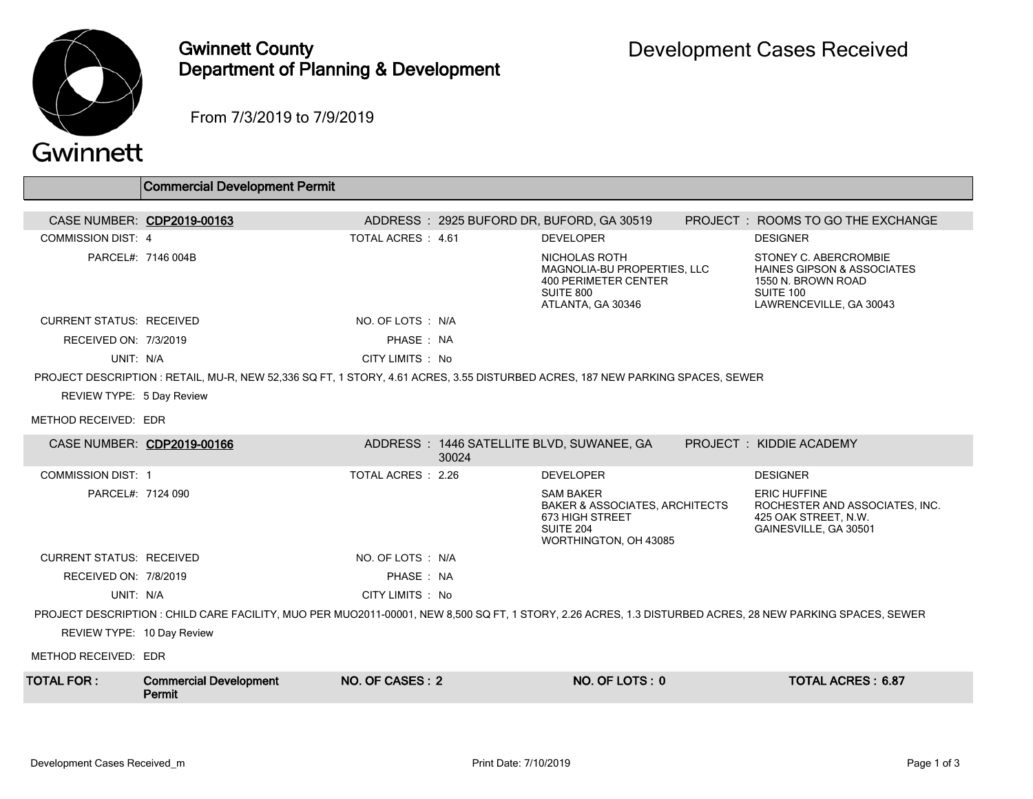# Gwinnett County Department of Planning & Development

## Development Cases Received

From 7/3/2019 to 7/9/2019

### Commercial Development Permit

**CASE NUMBER: CDP2019-00163** | ADDRESS : 2925 BUFORD DR, BUFORD, GA 30519 | PROJECT : ROOMS TO GO THE EXCHANGE

COMMISSION DIST: 4
TOTAL ACRES : 4.61
PARCEL#: 7146 004B

DEVELOPER:
NICHOLAS ROTH
MAGNOLIA-BU PROPERTIES, LLC
400 PERIMETER CENTER
SUITE 800
ATLANTA, GA 30346

DESIGNER:
STONEY C. ABERCROMBIE
HAINES GIPSON & ASSOCIATES
1550 N. BROWN ROAD
SUITE 100
LAWRENCEVILLE, GA 30043

CURRENT STATUS: RECEIVED
NO. OF LOTS : N/A
RECEIVED ON: 7/3/2019
PHASE : NA
UNIT: N/A
CITY LIMITS : No

PROJECT DESCRIPTION : RETAIL, MU-R, NEW 52,336 SQ FT, 1 STORY, 4.61 ACRES, 3.55 DISTURBED ACRES, 187 NEW PARKING SPACES, SEWER

REVIEW TYPE: 5 Day Review

METHOD RECEIVED: EDR

**CASE NUMBER: CDP2019-00166** | ADDRESS : 1446 SATELLITE BLVD, SUWANEE, GA 30024 | PROJECT : KIDDIE ACADEMY

COMMISSION DIST: 1
TOTAL ACRES : 2.26
PARCEL#: 7124 090

DEVELOPER:
SAM BAKER
BAKER & ASSOCIATES, ARCHITECTS
673 HIGH STREET
SUITE 204
WORTHINGTON, OH 43085

DESIGNER:
ERIC HUFFINE
ROCHESTER AND ASSOCIATES, INC.
425 OAK STREET, N.W.
GAINESVILLE, GA 30501

CURRENT STATUS: RECEIVED
NO. OF LOTS : N/A
RECEIVED ON: 7/8/2019
PHASE : NA
UNIT: N/A
CITY LIMITS : No

PROJECT DESCRIPTION : CHILD CARE FACILITY, MUO PER MUO2011-00001, NEW 8,500 SQ FT, 1 STORY, 2.26 ACRES, 1.3 DISTURBED ACRES, 28 NEW PARKING SPACES, SEWER

REVIEW TYPE: 10 Day Review

METHOD RECEIVED: EDR

| TOTAL FOR : | Commercial Development Permit | NO. OF CASES : 2 | NO. OF LOTS : 0 | TOTAL ACRES : 6.87 |
|---|---|---|---|---|

Print Date: 7/10/2019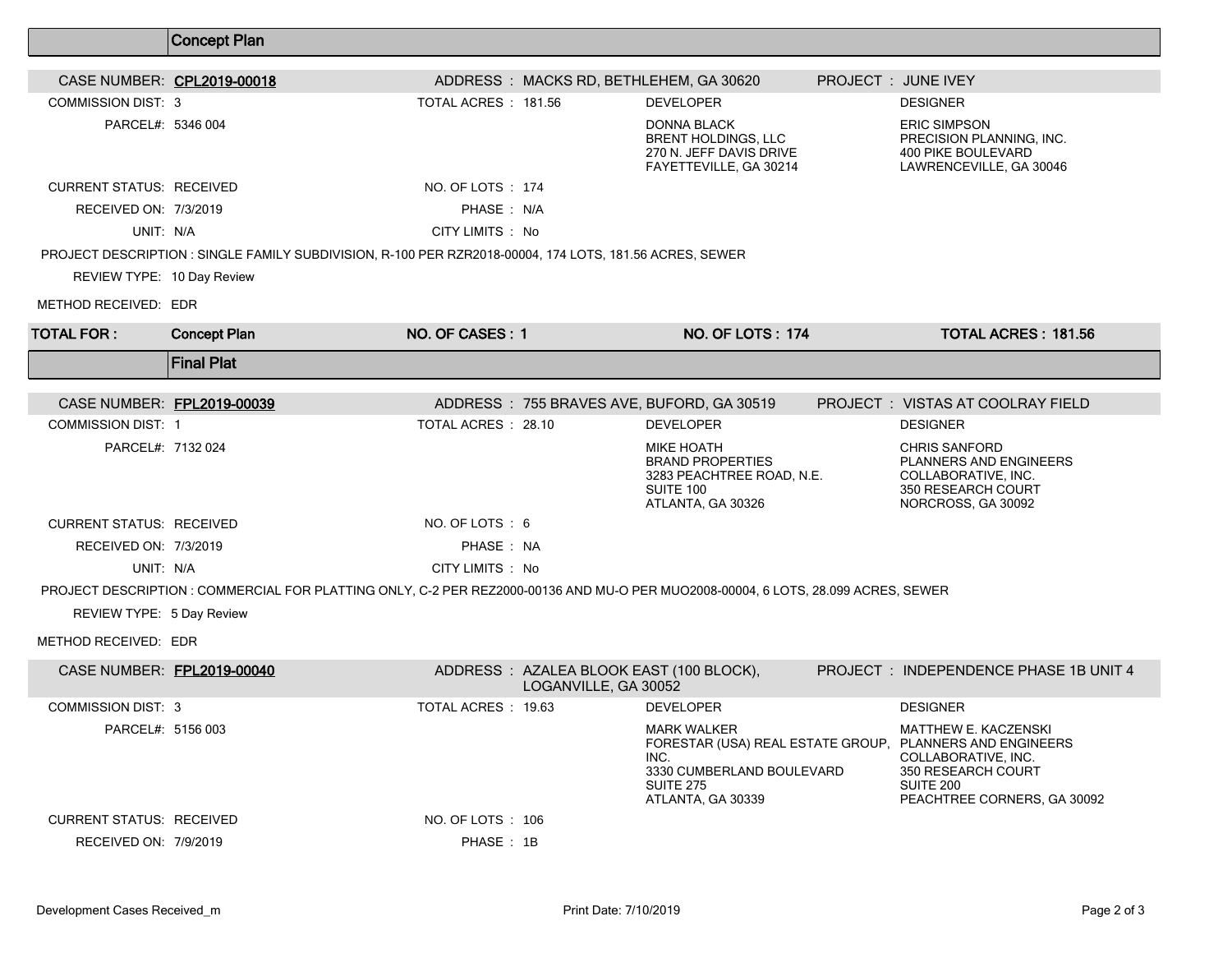## Concept Plan

**CASE NUMBER:** CPL2019-00018 | **ADDRESS:** MACKS RD, BETHLEHEM, GA 30620 | **PROJECT:** JUNE IVEY

COMMISSION DIST: 3
TOTAL ACRES: 181.56
PARCEL#: 5346 004

**DEVELOPER**
DONNA BLACK
BRENT HOLDINGS, LLC
270 N. JEFF DAVIS DRIVE
FAYETTEVILLE, GA 30214

**DESIGNER**
ERIC SIMPSON
PRECISION PLANNING, INC.
400 PIKE BOULEVARD
LAWRENCEVILLE, GA 30046

CURRENT STATUS: RECEIVED
NO. OF LOTS: 174
RECEIVED ON: 7/3/2019
PHASE: N/A
UNIT: N/A
CITY LIMITS: No

PROJECT DESCRIPTION : SINGLE FAMILY SUBDIVISION, R-100 PER RZR2018-00004, 174 LOTS, 181.56 ACRES, SEWER

REVIEW TYPE: 10 Day Review

METHOD RECEIVED: EDR

| TOTAL FOR : | Concept Plan | NO. OF CASES : 1 | NO. OF LOTS : 174 | TOTAL ACRES : 181.56 |
|---|---|---|---|---|

## Final Plat

**CASE NUMBER:** FPL2019-00039 | **ADDRESS:** 755 BRAVES AVE, BUFORD, GA 30519 | **PROJECT:** VISTAS AT COOLRAY FIELD

COMMISSION DIST: 1
TOTAL ACRES: 28.10
PARCEL#: 7132 024

**DEVELOPER**
MIKE HOATH
BRAND PROPERTIES
3283 PEACHTREE ROAD, N.E.
SUITE 100
ATLANTA, GA 30326

**DESIGNER**
CHRIS SANFORD
PLANNERS AND ENGINEERS
COLLABORATIVE, INC.
350 RESEARCH COURT
NORCROSS, GA 30092

CURRENT STATUS: RECEIVED
NO. OF LOTS: 6
RECEIVED ON: 7/3/2019
PHASE: NA
UNIT: N/A
CITY LIMITS: No

PROJECT DESCRIPTION : COMMERCIAL FOR PLATTING ONLY, C-2 PER REZ2000-00136 AND MU-O PER MUO2008-00004, 6 LOTS, 28.099 ACRES, SEWER

REVIEW TYPE: 5 Day Review

METHOD RECEIVED: EDR

**CASE NUMBER:** FPL2019-00040 | **ADDRESS:** AZALEA BLOOK EAST (100 BLOCK), LOGANVILLE, GA 30052 | **PROJECT:** INDEPENDENCE PHASE 1B UNIT 4

COMMISSION DIST: 3
TOTAL ACRES: 19.63
PARCEL#: 5156 003

**DEVELOPER**
MARK WALKER
FORESTAR (USA) REAL ESTATE GROUP, INC.
3330 CUMBERLAND BOULEVARD
SUITE 275
ATLANTA, GA 30339

**DESIGNER**
MATTHEW E. KACZENSKI
PLANNERS AND ENGINEERS
COLLABORATIVE, INC.
350 RESEARCH COURT
SUITE 200
PEACHTREE CORNERS, GA 30092

CURRENT STATUS: RECEIVED
NO. OF LOTS: 106
RECEIVED ON: 7/9/2019
PHASE: 1B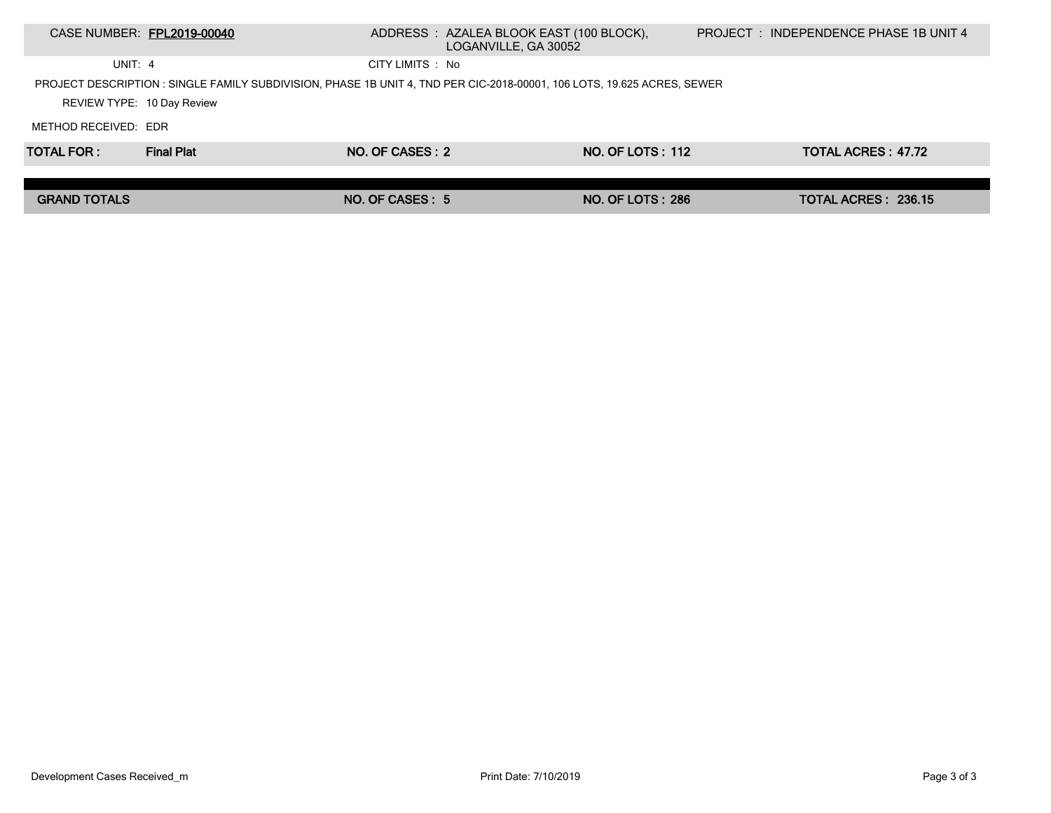| CASE NUMBER: **FPL2019-00040** | ADDRESS : AZALEA BLOOK EAST (100 BLOCK), LOGANVILLE, GA 30052 | PROJECT : INDEPENDENCE PHASE 1B UNIT 4 |
|---|---|---|
| UNIT: 4 | CITY LIMITS : No | |

PROJECT DESCRIPTION : SINGLE FAMILY SUBDIVISION, PHASE 1B UNIT 4, TND PER CIC-2018-00001, 106 LOTS, 19.625 ACRES, SEWER

REVIEW TYPE: 10 Day Review

METHOD RECEIVED: EDR

| **TOTAL FOR :** | **Final Plat** | **NO. OF CASES : 2** | **NO. OF LOTS : 112** | **TOTAL ACRES : 47.72** |
|---|---|---|---|---|
| **GRAND TOTALS** | | **NO. OF CASES : 5** | **NO. OF LOTS : 286** | **TOTAL ACRES : 236.15** |

Development Cases Received_m — Print Date: 7/10/2019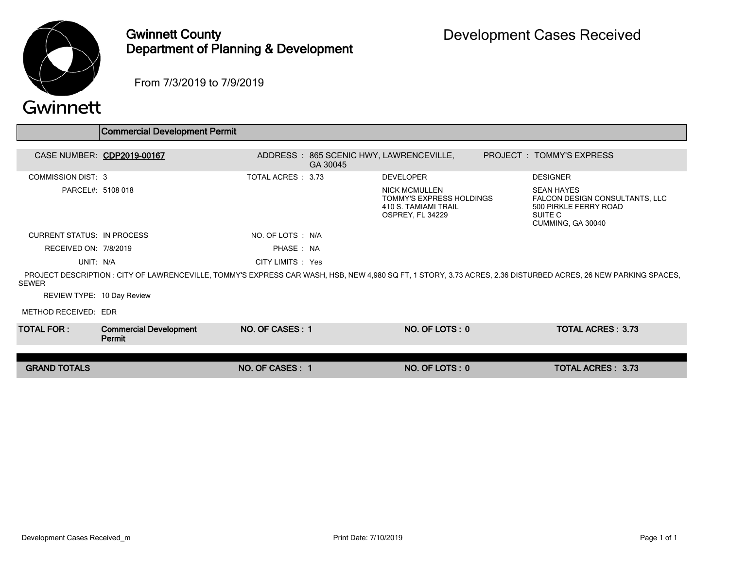# Gwinnett County Department of Planning & Development

## Development Cases Received

From 7/3/2019 to 7/9/2019

### Commercial Development Permit

| | | | | | |
|---|---|---|---|---|---|
| CASE NUMBER: | **CDP2019-00167** | ADDRESS : | 865 SCENIC HWY, LAWRENCEVILLE, GA 30045 | PROJECT : | TOMMY'S EXPRESS |
| COMMISSION DIST: | 3 | TOTAL ACRES : | 3.73 | DEVELOPER | DESIGNER |
| PARCEL#: | 5108 018 | | | NICK MCMULLEN<br>TOMMY'S EXPRESS HOLDINGS<br>410 S. TAMIAMI TRAIL<br>OSPREY, FL 34229 | SEAN HAYES<br>FALCON DESIGN CONSULTANTS, LLC<br>500 PIRKLE FERRY ROAD<br>SUITE C<br>CUMMING, GA 30040 |
| CURRENT STATUS: | IN PROCESS | NO. OF LOTS : | N/A | | |
| RECEIVED ON: | 7/8/2019 | PHASE : | NA | | |
| UNIT: | N/A | CITY LIMITS : | Yes | | |

PROJECT DESCRIPTION : CITY OF LAWRENCEVILLE, TOMMY'S EXPRESS CAR WASH, HSB, NEW 4,980 SQ FT, 1 STORY, 3.73 ACRES, 2.36 DISTURBED ACRES, 26 NEW PARKING SPACES, SEWER

REVIEW TYPE: 10 Day Review

METHOD RECEIVED: EDR

| | | | | |
|---|---|---|---|---|
| **TOTAL FOR :** | **Commercial Development Permit** | **NO. OF CASES : 1** | **NO. OF LOTS : 0** | **TOTAL ACRES : 3.73** |
| **GRAND TOTALS** | | **NO. OF CASES : 1** | **NO. OF LOTS : 0** | **TOTAL ACRES : 3.73** |

Development Cases Received_m

Print Date: 7/10/2019